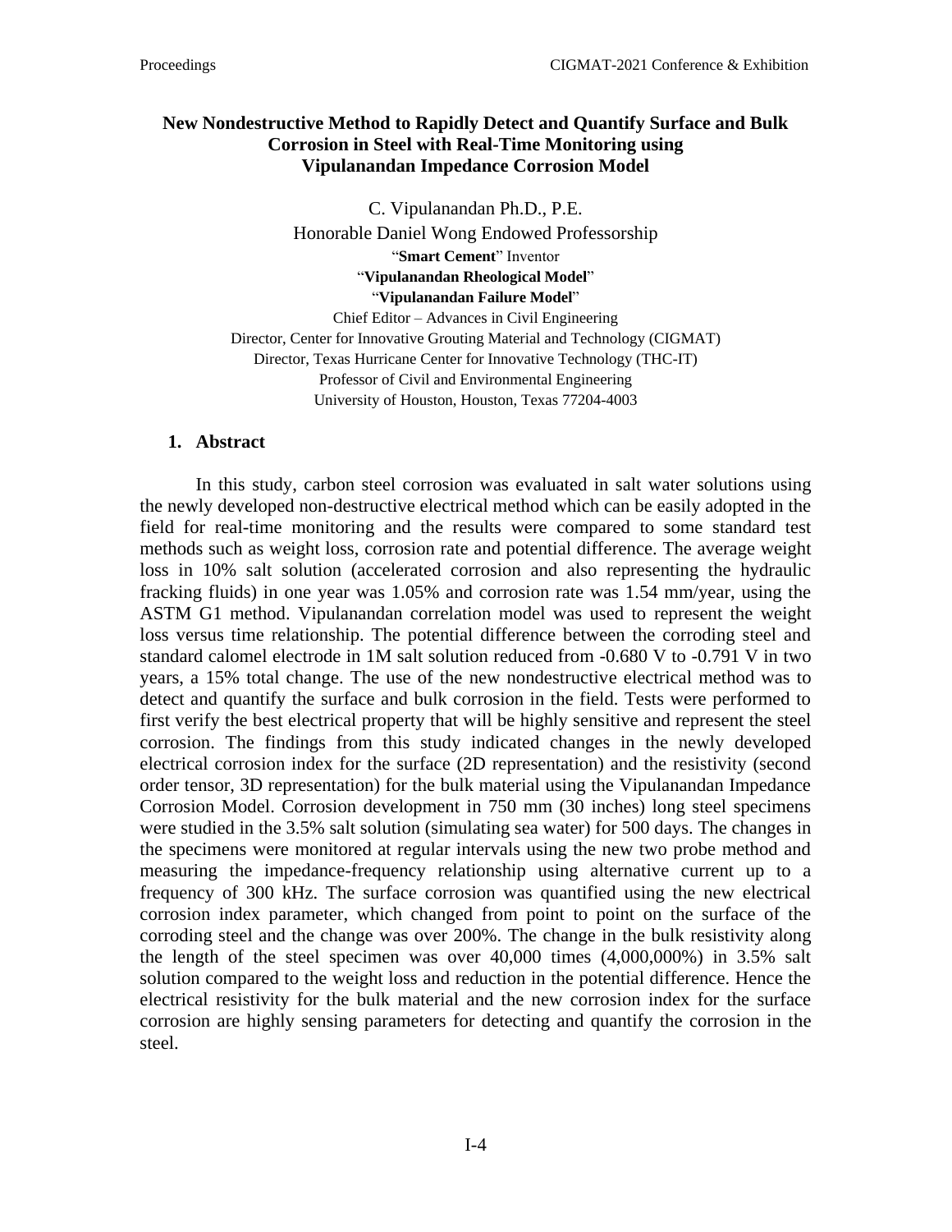# New Nondestructive Method to Rapidly Detect and Quantify Surface and Bulk Corrosion in Steel with Real-Time Monitoring using Vipulanandan Impedance Corrosion Model

C. Vipulanandan Ph.D., P.E.
Honorable Daniel Wong Endowed Professorship
"**Smart Cement**" Inventor
"**Vipulanandan Rheological Model**"
"**Vipulanandan Failure Model**"
Chief Editor – Advances in Civil Engineering
Director, Center for Innovative Grouting Material and Technology (CIGMAT)
Director, Texas Hurricane Center for Innovative Technology (THC-IT)
Professor of Civil and Environmental Engineering
University of Houston, Houston, Texas 77204-4003

## 1. Abstract

In this study, carbon steel corrosion was evaluated in salt water solutions using the newly developed non-destructive electrical method which can be easily adopted in the field for real-time monitoring and the results were compared to some standard test methods such as weight loss, corrosion rate and potential difference. The average weight loss in 10% salt solution (accelerated corrosion and also representing the hydraulic fracking fluids) in one year was 1.05% and corrosion rate was 1.54 mm/year, using the ASTM G1 method. Vipulanandan correlation model was used to represent the weight loss versus time relationship. The potential difference between the corroding steel and standard calomel electrode in 1M salt solution reduced from -0.680 V to -0.791 V in two years, a 15% total change. The use of the new nondestructive electrical method was to detect and quantify the surface and bulk corrosion in the field. Tests were performed to first verify the best electrical property that will be highly sensitive and represent the steel corrosion. The findings from this study indicated changes in the newly developed electrical corrosion index for the surface (2D representation) and the resistivity (second order tensor, 3D representation) for the bulk material using the Vipulanandan Impedance Corrosion Model. Corrosion development in 750 mm (30 inches) long steel specimens were studied in the 3.5% salt solution (simulating sea water) for 500 days. The changes in the specimens were monitored at regular intervals using the new two probe method and measuring the impedance-frequency relationship using alternative current up to a frequency of 300 kHz. The surface corrosion was quantified using the new electrical corrosion index parameter, which changed from point to point on the surface of the corroding steel and the change was over 200%. The change in the bulk resistivity along the length of the steel specimen was over 40,000 times (4,000,000%) in 3.5% salt solution compared to the weight loss and reduction in the potential difference. Hence the electrical resistivity for the bulk material and the new corrosion index for the surface corrosion are highly sensing parameters for detecting and quantify the corrosion in the steel.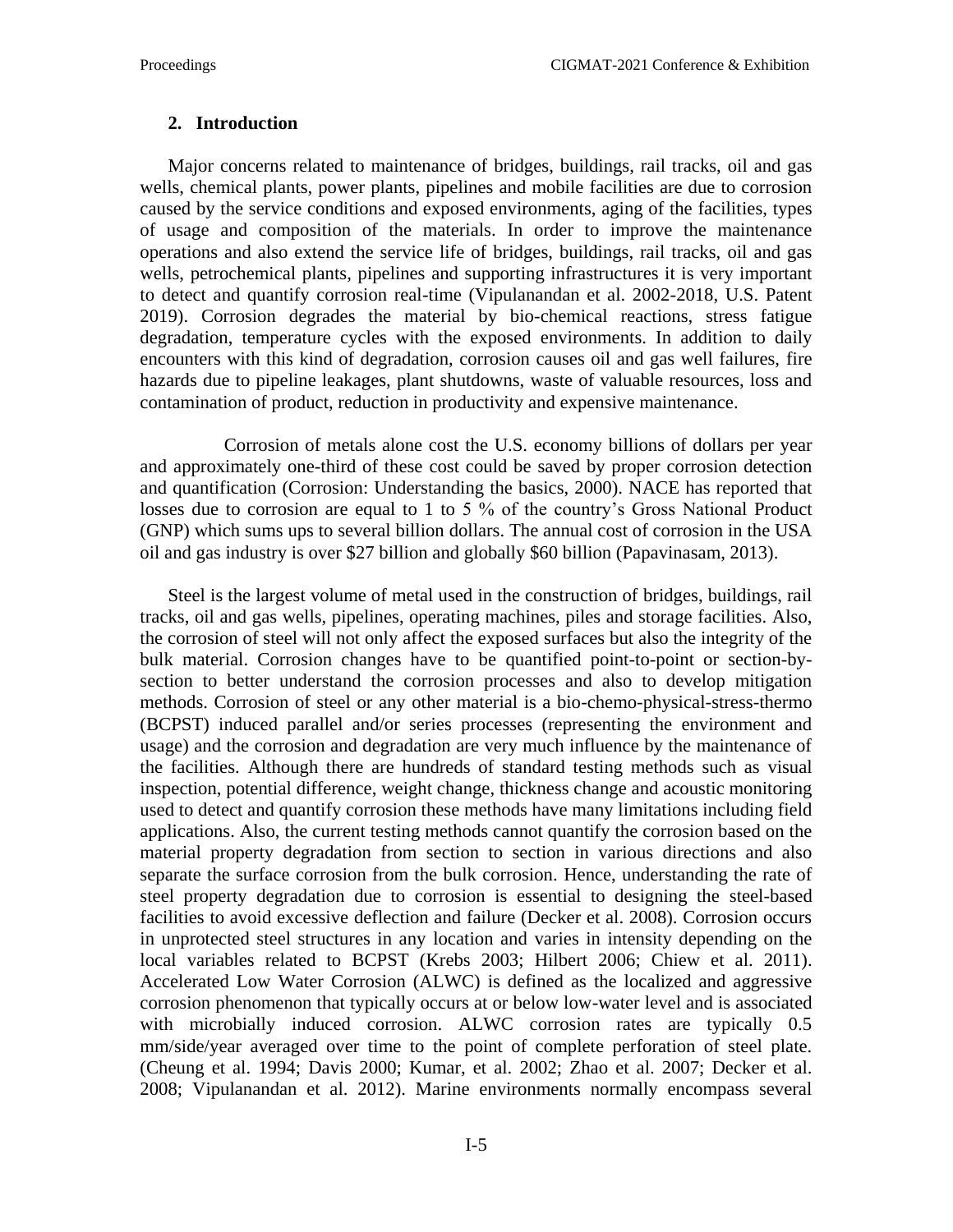## 2. Introduction

Major concerns related to maintenance of bridges, buildings, rail tracks, oil and gas wells, chemical plants, power plants, pipelines and mobile facilities are due to corrosion caused by the service conditions and exposed environments, aging of the facilities, types of usage and composition of the materials. In order to improve the maintenance operations and also extend the service life of bridges, buildings, rail tracks, oil and gas wells, petrochemical plants, pipelines and supporting infrastructures it is very important to detect and quantify corrosion real-time (Vipulanandan et al. 2002-2018, U.S. Patent 2019). Corrosion degrades the material by bio-chemical reactions, stress fatigue degradation, temperature cycles with the exposed environments. In addition to daily encounters with this kind of degradation, corrosion causes oil and gas well failures, fire hazards due to pipeline leakages, plant shutdowns, waste of valuable resources, loss and contamination of product, reduction in productivity and expensive maintenance.

Corrosion of metals alone cost the U.S. economy billions of dollars per year and approximately one-third of these cost could be saved by proper corrosion detection and quantification (Corrosion: Understanding the basics, 2000). NACE has reported that losses due to corrosion are equal to 1 to 5 % of the country's Gross National Product (GNP) which sums ups to several billion dollars. The annual cost of corrosion in the USA oil and gas industry is over \$27 billion and globally \$60 billion (Papavinasam, 2013).

Steel is the largest volume of metal used in the construction of bridges, buildings, rail tracks, oil and gas wells, pipelines, operating machines, piles and storage facilities. Also, the corrosion of steel will not only affect the exposed surfaces but also the integrity of the bulk material. Corrosion changes have to be quantified point-to-point or section-by-section to better understand the corrosion processes and also to develop mitigation methods. Corrosion of steel or any other material is a bio-chemo-physical-stress-thermo (BCPST) induced parallel and/or series processes (representing the environment and usage) and the corrosion and degradation are very much influence by the maintenance of the facilities. Although there are hundreds of standard testing methods such as visual inspection, potential difference, weight change, thickness change and acoustic monitoring used to detect and quantify corrosion these methods have many limitations including field applications. Also, the current testing methods cannot quantify the corrosion based on the material property degradation from section to section in various directions and also separate the surface corrosion from the bulk corrosion. Hence, understanding the rate of steel property degradation due to corrosion is essential to designing the steel-based facilities to avoid excessive deflection and failure (Decker et al. 2008). Corrosion occurs in unprotected steel structures in any location and varies in intensity depending on the local variables related to BCPST (Krebs 2003; Hilbert 2006; Chiew et al. 2011). Accelerated Low Water Corrosion (ALWC) is defined as the localized and aggressive corrosion phenomenon that typically occurs at or below low-water level and is associated with microbially induced corrosion. ALWC corrosion rates are typically 0.5 mm/side/year averaged over time to the point of complete perforation of steel plate. (Cheung et al. 1994; Davis 2000; Kumar, et al. 2002; Zhao et al. 2007; Decker et al. 2008; Vipulanandan et al. 2012). Marine environments normally encompass several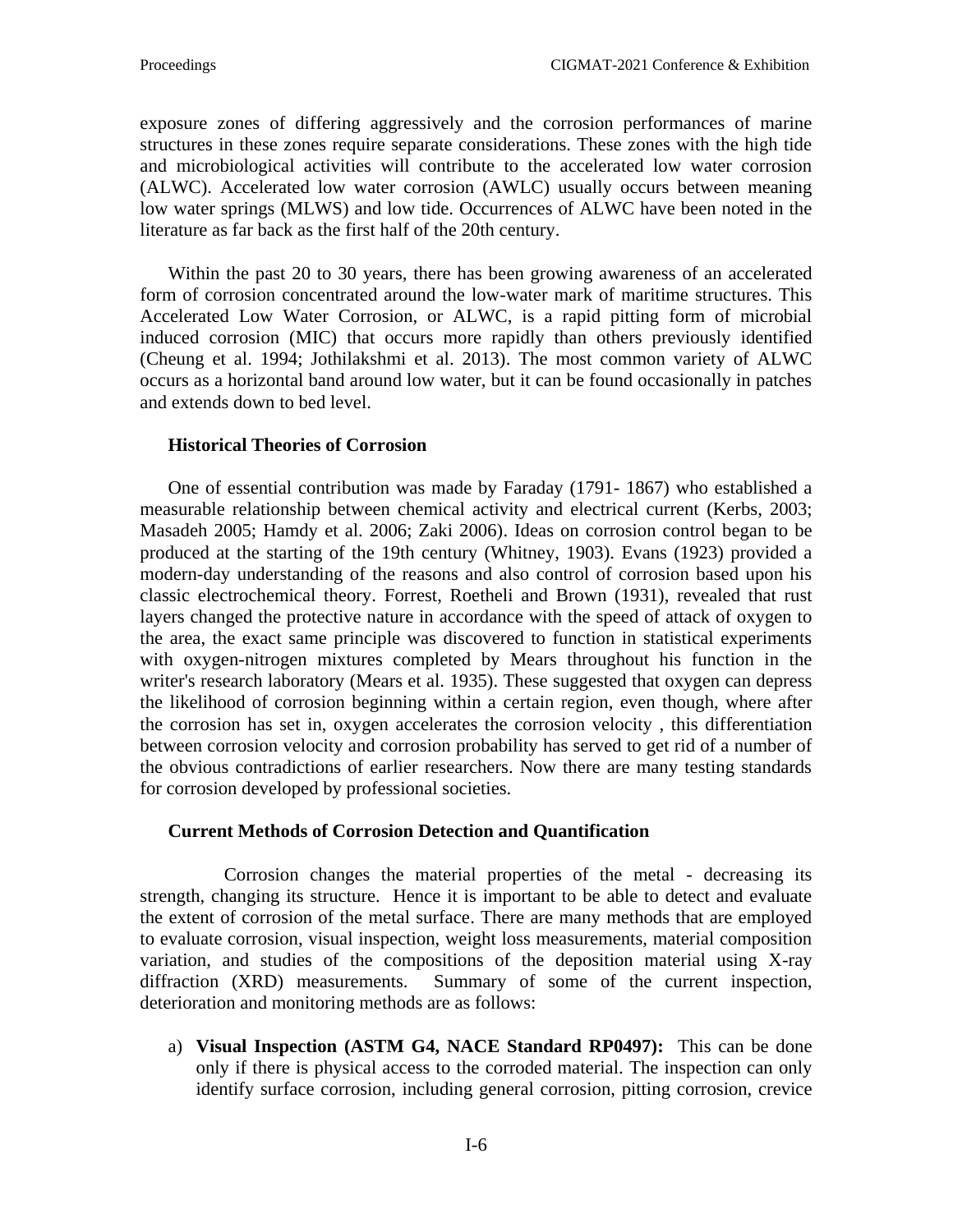exposure zones of differing aggressively and the corrosion performances of marine structures in these zones require separate considerations. These zones with the high tide and microbiological activities will contribute to the accelerated low water corrosion (ALWC). Accelerated low water corrosion (AWLC) usually occurs between meaning low water springs (MLWS) and low tide. Occurrences of ALWC have been noted in the literature as far back as the first half of the 20th century.

Within the past 20 to 30 years, there has been growing awareness of an accelerated form of corrosion concentrated around the low-water mark of maritime structures. This Accelerated Low Water Corrosion, or ALWC, is a rapid pitting form of microbial induced corrosion (MIC) that occurs more rapidly than others previously identified (Cheung et al. 1994; Jothilakshmi et al. 2013). The most common variety of ALWC occurs as a horizontal band around low water, but it can be found occasionally in patches and extends down to bed level.

### Historical Theories of Corrosion

One of essential contribution was made by Faraday (1791- 1867) who established a measurable relationship between chemical activity and electrical current (Kerbs, 2003; Masadeh 2005; Hamdy et al. 2006; Zaki 2006). Ideas on corrosion control began to be produced at the starting of the 19th century (Whitney, 1903). Evans (1923) provided a modern-day understanding of the reasons and also control of corrosion based upon his classic electrochemical theory. Forrest, Roetheli and Brown (1931), revealed that rust layers changed the protective nature in accordance with the speed of attack of oxygen to the area, the exact same principle was discovered to function in statistical experiments with oxygen-nitrogen mixtures completed by Mears throughout his function in the writer's research laboratory (Mears et al. 1935). These suggested that oxygen can depress the likelihood of corrosion beginning within a certain region, even though, where after the corrosion has set in, oxygen accelerates the corrosion velocity , this differentiation between corrosion velocity and corrosion probability has served to get rid of a number of the obvious contradictions of earlier researchers. Now there are many testing standards for corrosion developed by professional societies.

### Current Methods of Corrosion Detection and Quantification

Corrosion changes the material properties of the metal - decreasing its strength, changing its structure. Hence it is important to be able to detect and evaluate the extent of corrosion of the metal surface. There are many methods that are employed to evaluate corrosion, visual inspection, weight loss measurements, material composition variation, and studies of the compositions of the deposition material using X-ray diffraction (XRD) measurements. Summary of some of the current inspection, deterioration and monitoring methods are as follows:

a) **Visual Inspection (ASTM G4, NACE Standard RP0497):** This can be done only if there is physical access to the corroded material. The inspection can only identify surface corrosion, including general corrosion, pitting corrosion, crevice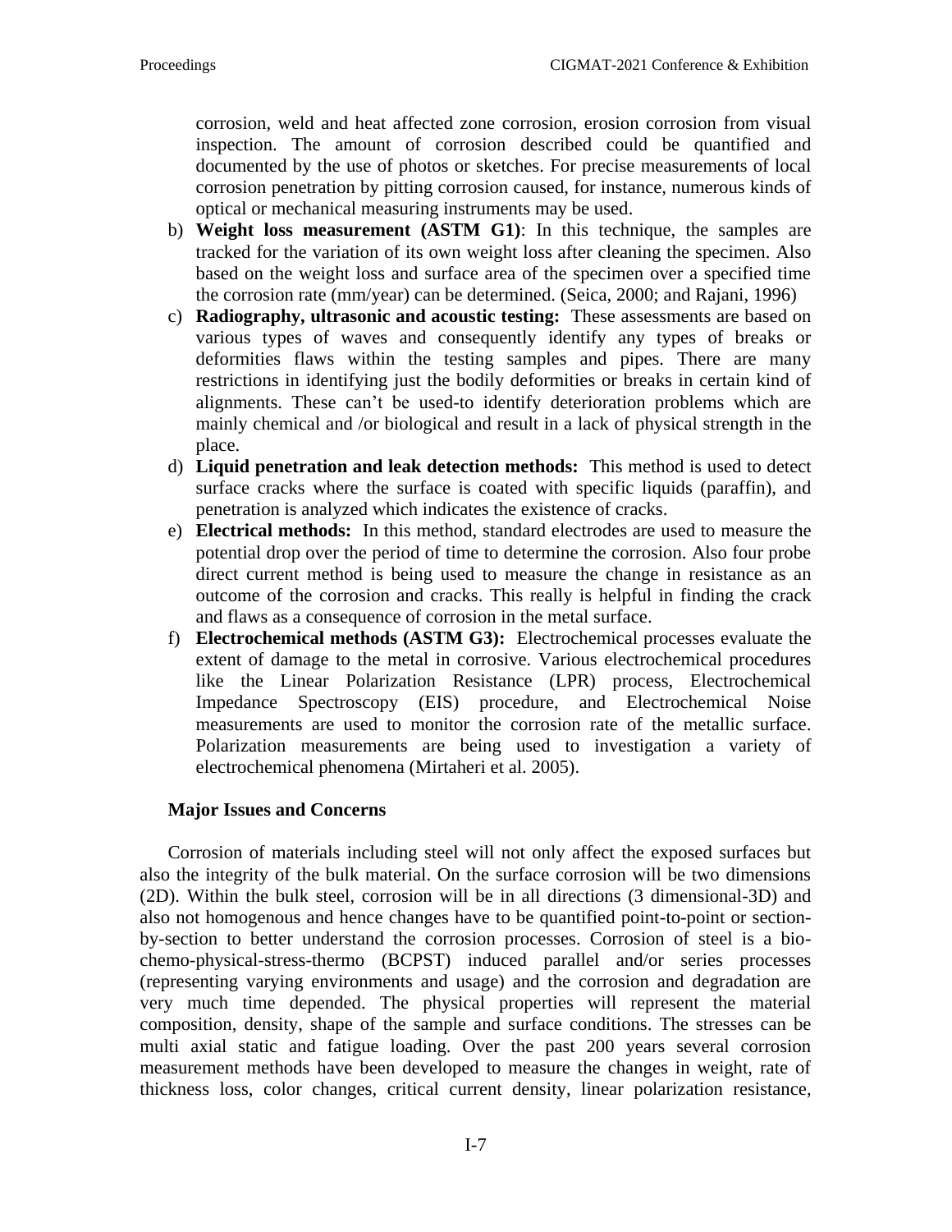corrosion, weld and heat affected zone corrosion, erosion corrosion from visual inspection. The amount of corrosion described could be quantified and documented by the use of photos or sketches. For precise measurements of local corrosion penetration by pitting corrosion caused, for instance, numerous kinds of optical or mechanical measuring instruments may be used.

b) **Weight loss measurement (ASTM G1)**: In this technique, the samples are tracked for the variation of its own weight loss after cleaning the specimen. Also based on the weight loss and surface area of the specimen over a specified time the corrosion rate (mm/year) can be determined. (Seica, 2000; and Rajani, 1996)
c) **Radiography, ultrasonic and acoustic testing:** These assessments are based on various types of waves and consequently identify any types of breaks or deformities flaws within the testing samples and pipes. There are many restrictions in identifying just the bodily deformities or breaks in certain kind of alignments. These can't be used-to identify deterioration problems which are mainly chemical and /or biological and result in a lack of physical strength in the place.
d) **Liquid penetration and leak detection methods:** This method is used to detect surface cracks where the surface is coated with specific liquids (paraffin), and penetration is analyzed which indicates the existence of cracks.
e) **Electrical methods:** In this method, standard electrodes are used to measure the potential drop over the period of time to determine the corrosion. Also four probe direct current method is being used to measure the change in resistance as an outcome of the corrosion and cracks. This really is helpful in finding the crack and flaws as a consequence of corrosion in the metal surface.
f) **Electrochemical methods (ASTM G3):** Electrochemical processes evaluate the extent of damage to the metal in corrosive. Various electrochemical procedures like the Linear Polarization Resistance (LPR) process, Electrochemical Impedance Spectroscopy (EIS) procedure, and Electrochemical Noise measurements are used to monitor the corrosion rate of the metallic surface. Polarization measurements are being used to investigation a variety of electrochemical phenomena (Mirtaheri et al. 2005).

**Major Issues and Concerns**

Corrosion of materials including steel will not only affect the exposed surfaces but also the integrity of the bulk material. On the surface corrosion will be two dimensions (2D). Within the bulk steel, corrosion will be in all directions (3 dimensional-3D) and also not homogenous and hence changes have to be quantified point-to-point or section-by-section to better understand the corrosion processes. Corrosion of steel is a bio-chemo-physical-stress-thermo (BCPST) induced parallel and/or series processes (representing varying environments and usage) and the corrosion and degradation are very much time depended. The physical properties will represent the material composition, density, shape of the sample and surface conditions. The stresses can be multi axial static and fatigue loading. Over the past 200 years several corrosion measurement methods have been developed to measure the changes in weight, rate of thickness loss, color changes, critical current density, linear polarization resistance,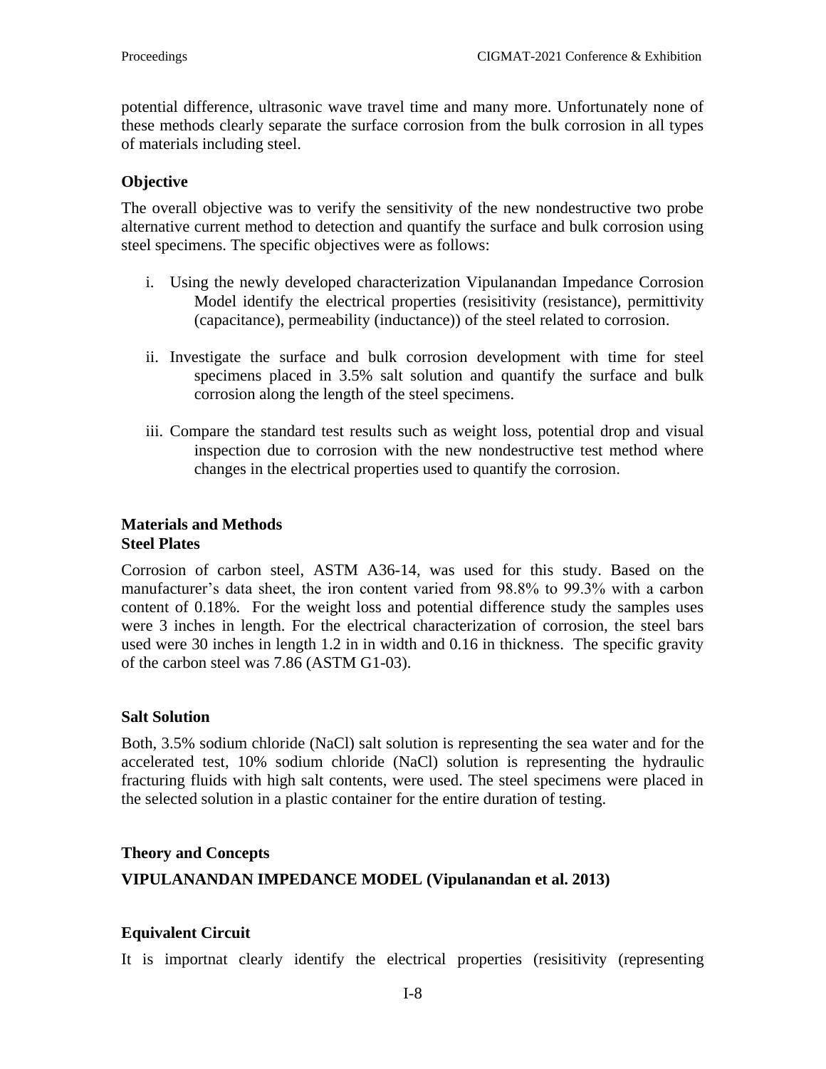potential difference, ultrasonic wave travel time and many more. Unfortunately none of these methods clearly separate the surface corrosion from the bulk corrosion in all types of materials including steel.

### Objective

The overall objective was to verify the sensitivity of the new nondestructive two probe alternative current method to detection and quantify the surface and bulk corrosion using steel specimens. The specific objectives were as follows:

i. Using the newly developed characterization Vipulanandan Impedance Corrosion Model identify the electrical properties (resisitivity (resistance), permittivity (capacitance), permeability (inductance)) of the steel related to corrosion.

ii. Investigate the surface and bulk corrosion development with time for steel specimens placed in 3.5% salt solution and quantify the surface and bulk corrosion along the length of the steel specimens.

iii. Compare the standard test results such as weight loss, potential drop and visual inspection due to corrosion with the new nondestructive test method where changes in the electrical properties used to quantify the corrosion.

## Materials and Methods

### Steel Plates

Corrosion of carbon steel, ASTM A36-14, was used for this study. Based on the manufacturer's data sheet, the iron content varied from 98.8% to 99.3% with a carbon content of 0.18%. For the weight loss and potential difference study the samples uses were 3 inches in length. For the electrical characterization of corrosion, the steel bars used were 30 inches in length 1.2 in in width and 0.16 in thickness. The specific gravity of the carbon steel was 7.86 (ASTM G1-03).

### Salt Solution

Both, 3.5% sodium chloride (NaCl) salt solution is representing the sea water and for the accelerated test, 10% sodium chloride (NaCl) solution is representing the hydraulic fracturing fluids with high salt contents, were used. The steel specimens were placed in the selected solution in a plastic container for the entire duration of testing.

## Theory and Concepts

### VIPULANANDAN IMPEDANCE MODEL (Vipulanandan et al. 2013)

### Equivalent Circuit

It is importnat clearly identify the electrical properties (resisitivity (representing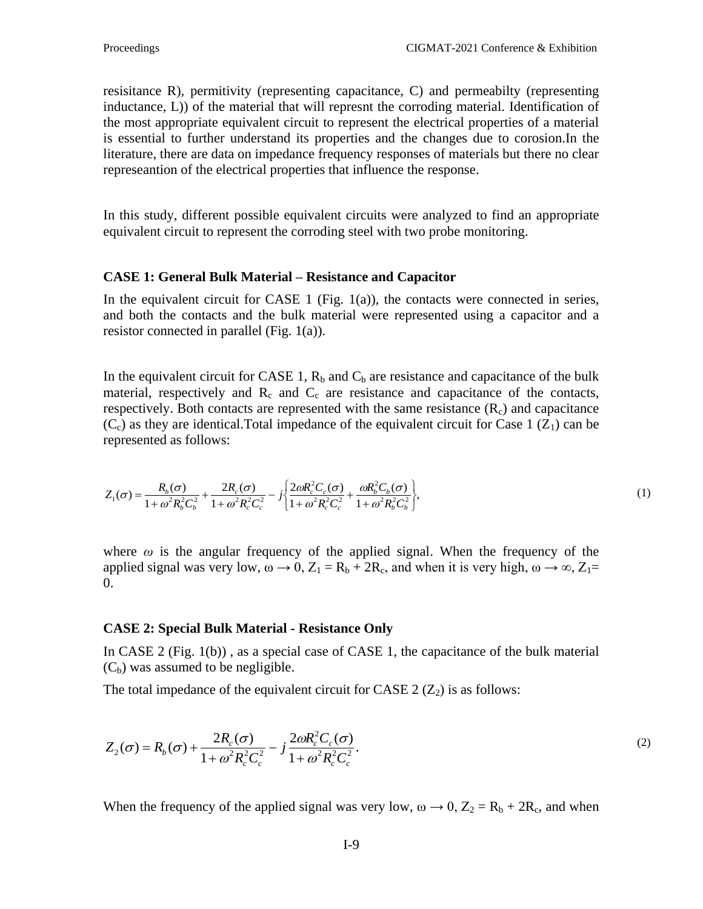resisitance R), permitivity (representing capacitance, C) and permeabilty (representing inductance, L)) of the material that will represnt the corroding material. Identification of the most appropriate equivalent circuit to represent the electrical properties of a material is essential to further understand its properties and the changes due to corosion.In the literature, there are data on impedance frequency responses of materials but there no clear represeantion of the electrical properties that influence the response.

In this study, different possible equivalent circuits were analyzed to find an appropriate equivalent circuit to represent the corroding steel with two probe monitoring.

**CASE 1: General Bulk Material – Resistance and Capacitor**

In the equivalent circuit for CASE 1 (Fig. 1(a)), the contacts were connected in series, and both the contacts and the bulk material were represented using a capacitor and a resistor connected in parallel (Fig. 1(a)).

In the equivalent circuit for CASE 1, $R_b$ and $C_b$ are resistance and capacitance of the bulk material, respectively and $R_c$ and $C_c$ are resistance and capacitance of the contacts, respectively. Both contacts are represented with the same resistance ($R_c$) and capacitance ($C_c$) as they are identical.Total impedance of the equivalent circuit for Case 1 ($Z_1$) can be represented as follows:

$$Z_1(\sigma) = \frac{R_b(\sigma)}{1+\omega^2 R_b^2 C_b^2} + \frac{2R_c(\sigma)}{1+\omega^2 R_c^2 C_c^2} - j\left\{\frac{2\omega R_c^2 C_c(\sigma)}{1+\omega^2 R_c^2 C_c^2} + \frac{\omega R_b^2 C_b(\sigma)}{1+\omega^2 R_b^2 C_b^2}\right\}, \tag{1}$$

where $\omega$ is the angular frequency of the applied signal. When the frequency of the applied signal was very low, $\omega \rightarrow 0$, $Z_1 = R_b + 2R_c$, and when it is very high, $\omega \rightarrow \infty$, $Z_1 = 0$.

**CASE 2: Special Bulk Material - Resistance Only**

In CASE 2 (Fig. 1(b)) , as a special case of CASE 1, the capacitance of the bulk material ($C_b$) was assumed to be negligible.

The total impedance of the equivalent circuit for CASE 2 ($Z_2$) is as follows:

$$Z_2(\sigma) = R_b(\sigma) + \frac{2R_c(\sigma)}{1+\omega^2 R_c^2 C_c^2} - j\,\frac{2\omega R_c^2 C_c(\sigma)}{1+\omega^2 R_c^2 C_c^2}. \tag{2}$$

When the frequency of the applied signal was very low, $\omega \rightarrow 0$, $Z_2 = R_b + 2R_c$, and when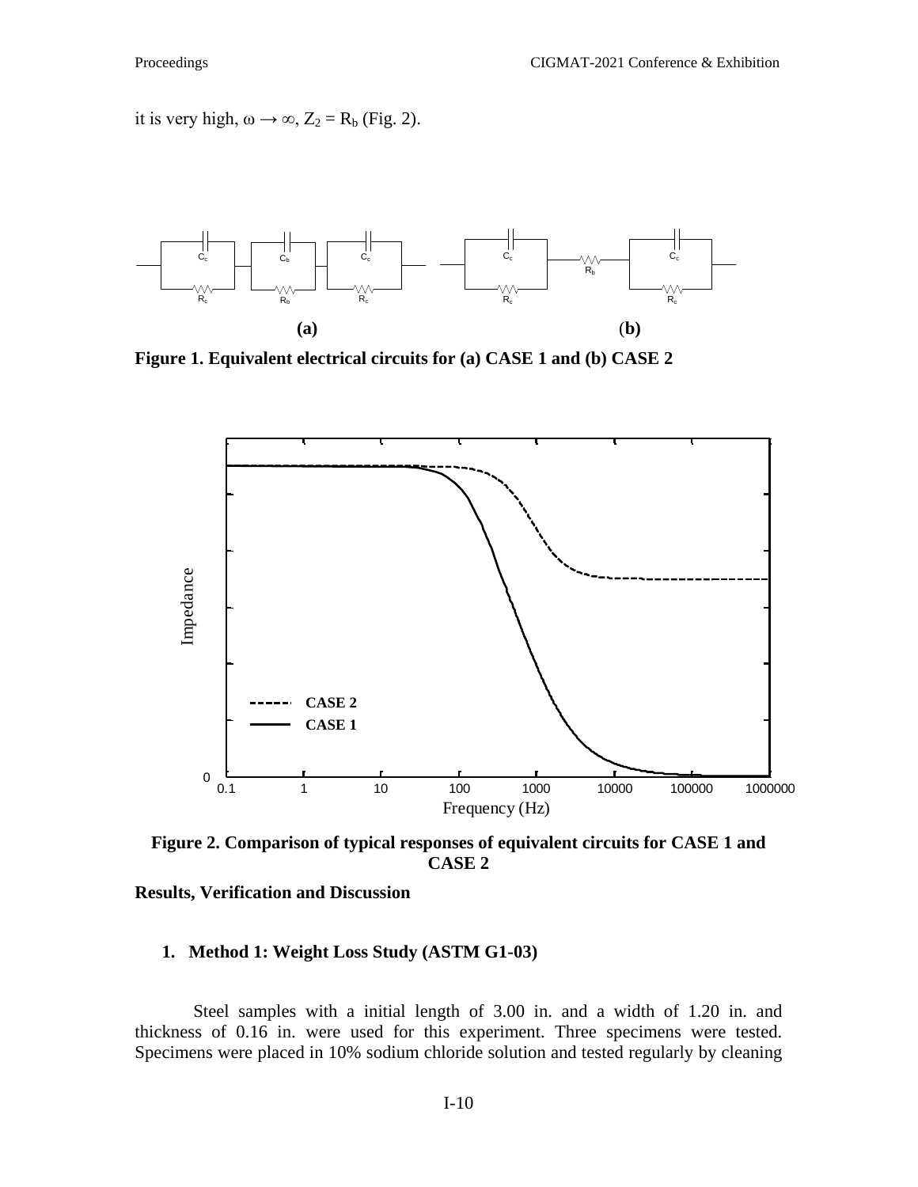it is very high, $\omega \rightarrow \infty$, $Z_2 = R_b$ (Fig. 2).

**Figure 1. Equivalent electrical circuits for (a) CASE 1 and (b) CASE 2**

**Figure 2. Comparison of typical responses of equivalent circuits for CASE 1 and CASE 2**

**Results, Verification and Discussion**

### 1. Method 1: Weight Loss Study (ASTM G1-03)

Steel samples with a initial length of 3.00 in. and a width of 1.20 in. and thickness of 0.16 in. were used for this experiment. Three specimens were tested. Specimens were placed in 10% sodium chloride solution and tested regularly by cleaning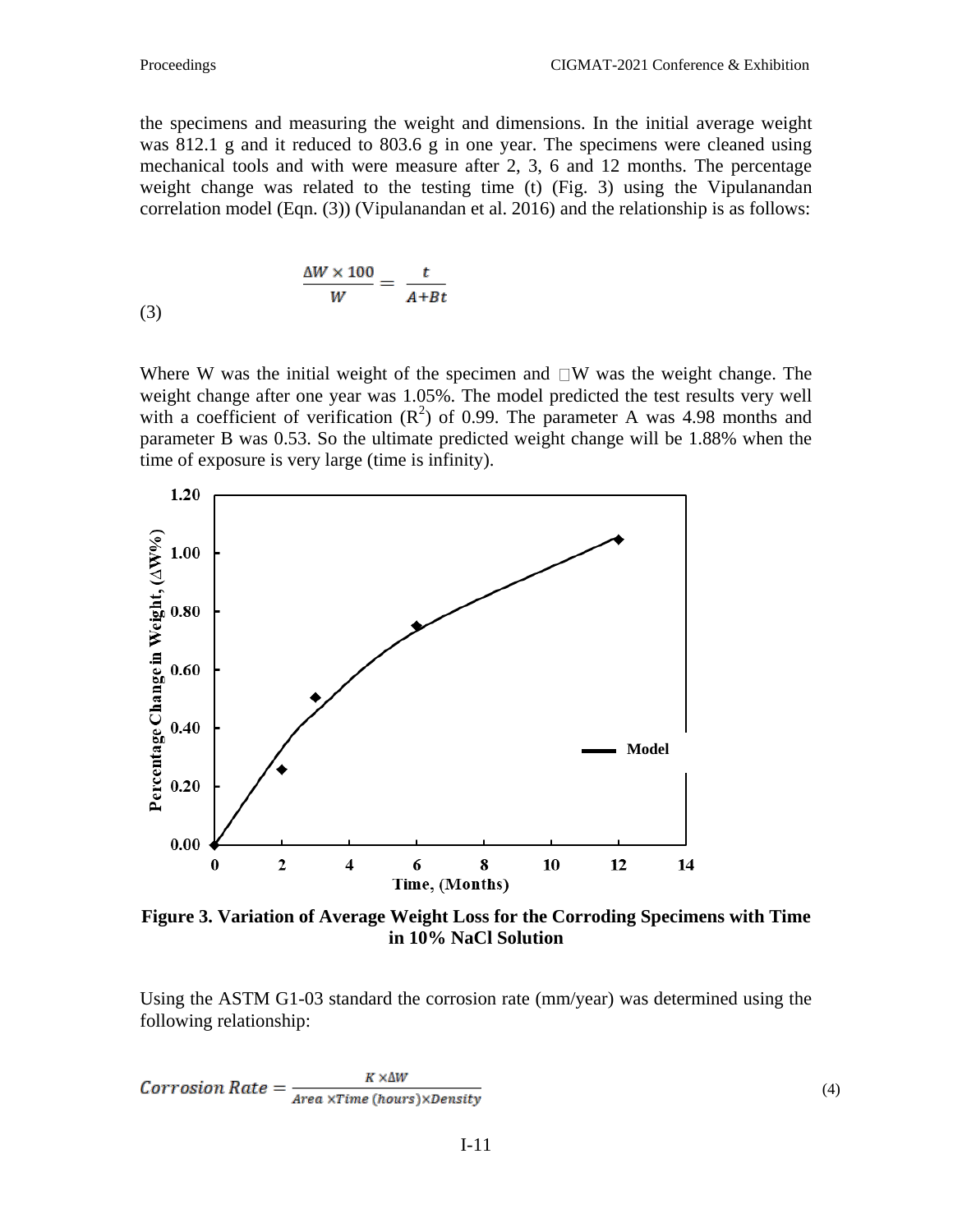the specimens and measuring the weight and dimensions. In the initial average weight was 812.1 g and it reduced to 803.6 g in one year. The specimens were cleaned using mechanical tools and with were measure after 2, 3, 6 and 12 months. The percentage weight change was related to the testing time (t) (Fig. 3) using the Vipulanandan correlation model (Eqn. (3)) (Vipulanandan et al. 2016) and the relationship is as follows:

$$\frac{\Delta W \times 100}{W} = \frac{t}{A+Bt} \quad (3)$$

Where W was the initial weight of the specimen and $\Delta$W was the weight change. The weight change after one year was 1.05%. The model predicted the test results very well with a coefficient of verification ($R^2$) of 0.99. The parameter A was 4.98 months and parameter B was 0.53. So the ultimate predicted weight change will be 1.88% when the time of exposure is very large (time is infinity).

**Figure 3. Variation of Average Weight Loss for the Corroding Specimens with Time in 10% NaCl Solution**

Using the ASTM G1-03 standard the corrosion rate (mm/year) was determined using the following relationship:

$$Corrosion\ Rate = \frac{K \times \Delta W}{Area \times Time\ (hours) \times Density} \quad (4)$$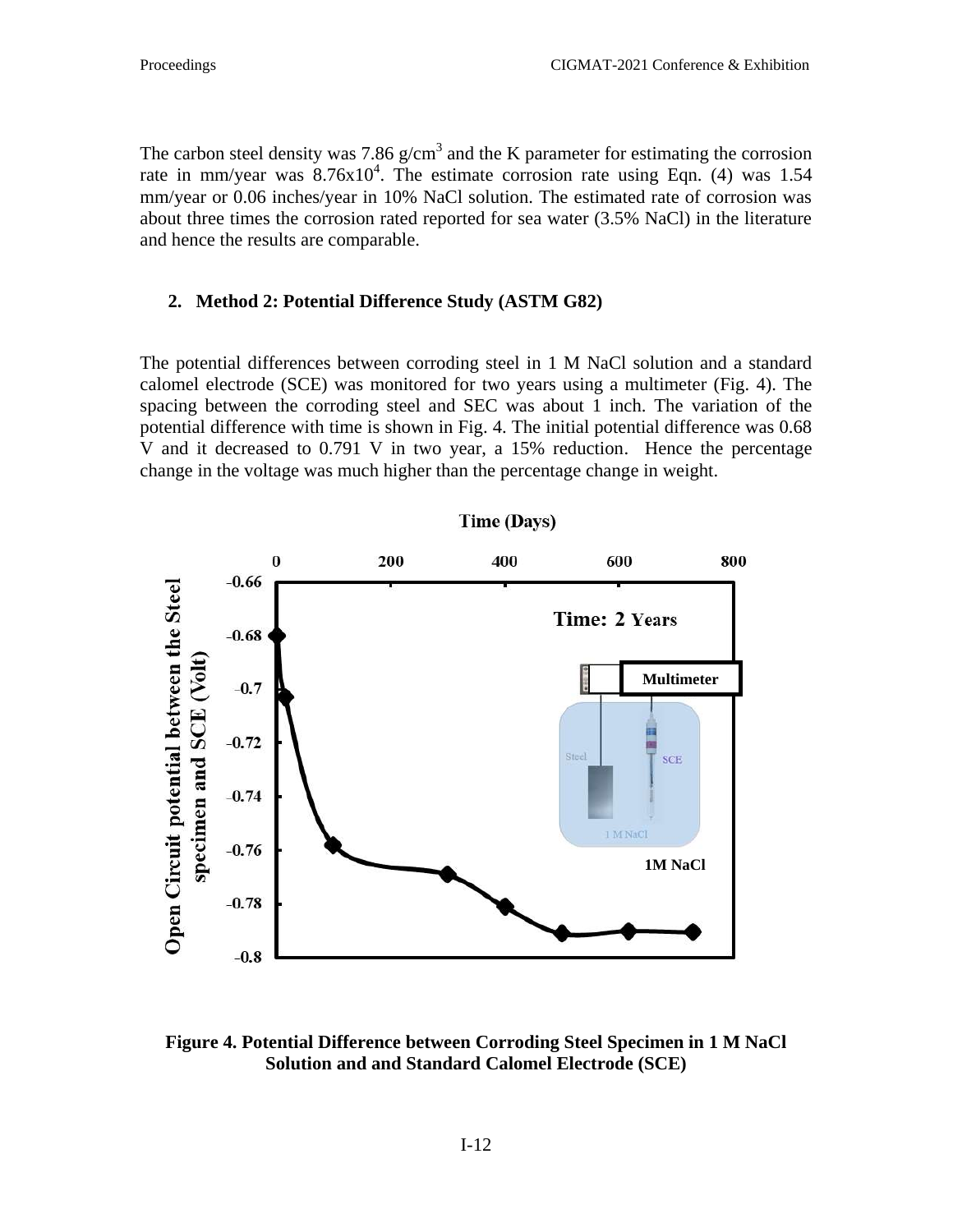The carbon steel density was 7.86 $g/cm^3$ and the K parameter for estimating the corrosion rate in mm/year was $8.76x10^4$. The estimate corrosion rate using Eqn. (4) was 1.54 mm/year or 0.06 inches/year in 10% NaCl solution. The estimated rate of corrosion was about three times the corrosion rated reported for sea water (3.5% NaCl) in the literature and hence the results are comparable.

## 2. Method 2: Potential Difference Study (ASTM G82)

The potential differences between corroding steel in 1 M NaCl solution and a standard calomel electrode (SCE) was monitored for two years using a multimeter (Fig. 4). The spacing between the corroding steel and SEC was about 1 inch. The variation of the potential difference with time is shown in Fig. 4. The initial potential difference was 0.68 V and it decreased to 0.791 V in two year, a 15% reduction. Hence the percentage change in the voltage was much higher than the percentage change in weight.

**Figure 4. Potential Difference between Corroding Steel Specimen in 1 M NaCl Solution and and Standard Calomel Electrode (SCE)**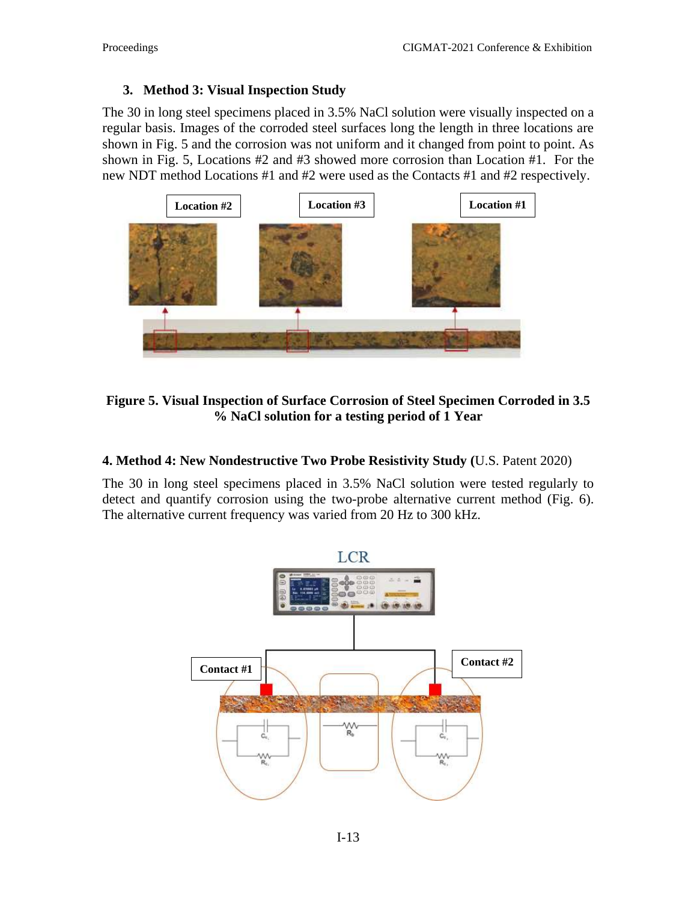### 3. Method 3: Visual Inspection Study

The 30 in long steel specimens placed in 3.5% NaCl solution were visually inspected on a regular basis. Images of the corroded steel surfaces long the length in three locations are shown in Fig. 5 and the corrosion was not uniform and it changed from point to point. As shown in Fig. 5, Locations #2 and #3 showed more corrosion than Location #1. For the new NDT method Locations #1 and #2 were used as the Contacts #1 and #2 respectively.

**Figure 5. Visual Inspection of Surface Corrosion of Steel Specimen Corroded in 3.5 % NaCl solution for a testing period of 1 Year**

### 4. Method 4: New Nondestructive Two Probe Resistivity Study (U.S. Patent 2020)

The 30 in long steel specimens placed in 3.5% NaCl solution were tested regularly to detect and quantify corrosion using the two-probe alternative current method (Fig. 6). The alternative current frequency was varied from 20 Hz to 300 kHz.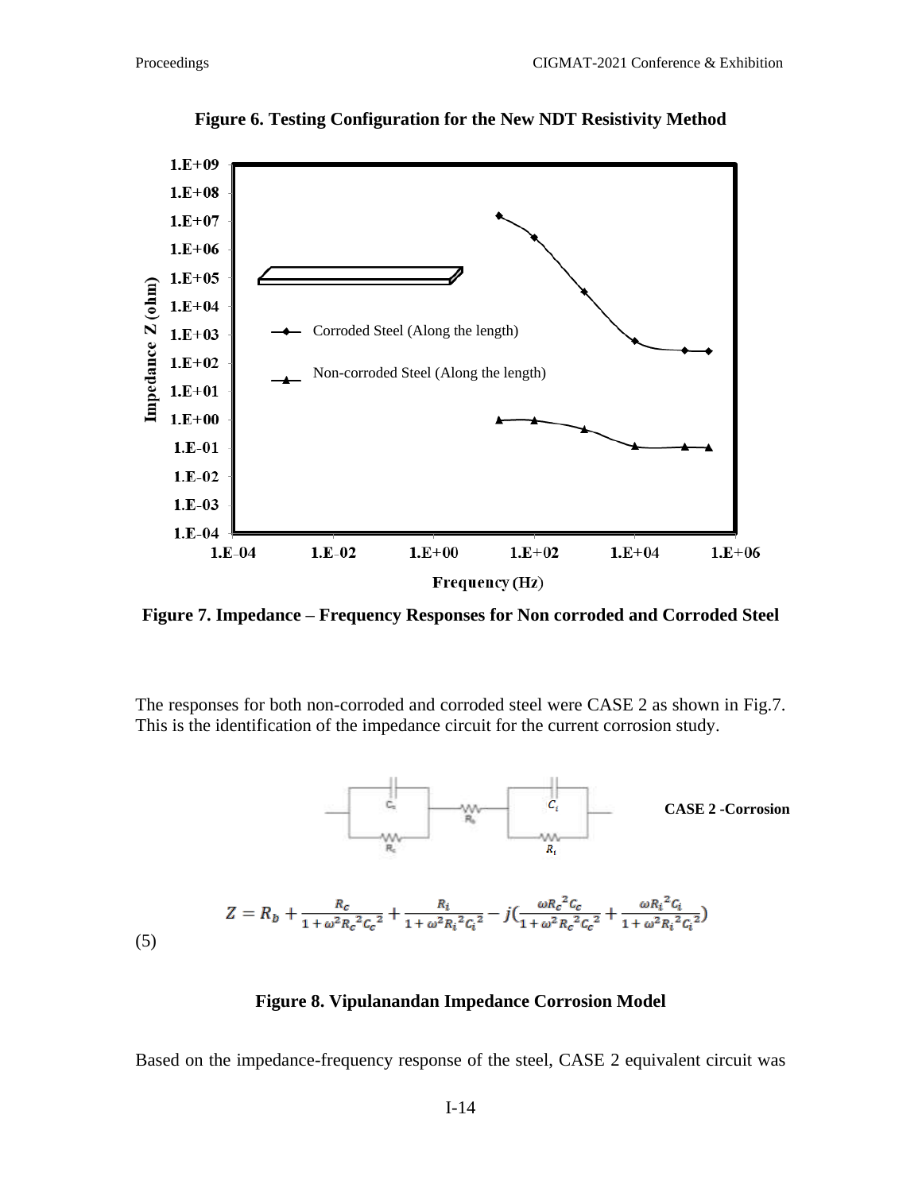**Figure 6. Testing Configuration for the New NDT Resistivity Method**

**Figure 7. Impedance – Frequency Responses for Non corroded and Corroded Steel**

The responses for both non-corroded and corroded steel were CASE 2 as shown in Fig.7. This is the identification of the impedance circuit for the current corrosion study.

**CASE 2 -Corrosion**

$$Z = R_b + \frac{R_c}{1+\omega^2 R_c{}^2 C_c{}^2} + \frac{R_i}{1+\omega^2 R_i{}^2 C_i{}^2} - j\left(\frac{\omega R_c{}^2 C_c}{1+\omega^2 R_c{}^2 C_c{}^2} + \frac{\omega R_i{}^2 C_i}{1+\omega^2 R_i{}^2 C_i{}^2}\right) \tag{5}$$

**Figure 8. Vipulanandan Impedance Corrosion Model**

Based on the impedance-frequency response of the steel, CASE 2 equivalent circuit was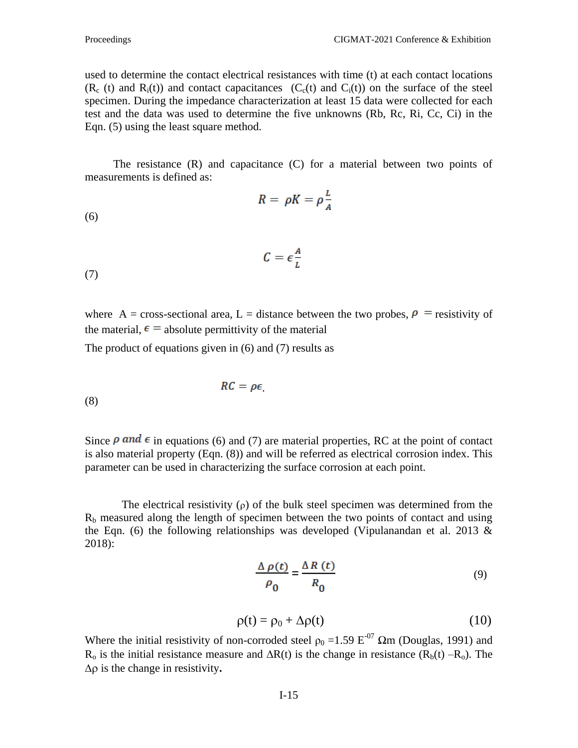used to determine the contact electrical resistances with time (t) at each contact locations ($R_c$ (t) and $R_i$(t)) and contact capacitances ($C_c$(t) and $C_i$(t)) on the surface of the steel specimen. During the impedance characterization at least 15 data were collected for each test and the data was used to determine the five unknowns (Rb, Rc, Ri, Cc, Ci) in the Eqn. (5) using the least square method.

The resistance (R) and capacitance (C) for a material between two points of measurements is defined as:

$$R = \rho K = \rho \frac{L}{A} \tag{6}$$

$$C = \epsilon \frac{A}{L} \tag{7}$$

where A = cross-sectional area, L = distance between the two probes, $\rho$ = resistivity of the material, $\epsilon$ = absolute permittivity of the material

The product of equations given in (6) and (7) results as

$$RC = \rho\epsilon. \tag{8}$$

Since $\rho$ and $\epsilon$ in equations (6) and (7) are material properties, RC at the point of contact is also material property (Eqn. (8)) and will be referred as electrical corrosion index. This parameter can be used in characterizing the surface corrosion at each point.

The electrical resistivity ($\rho$) of the bulk steel specimen was determined from the $R_b$ measured along the length of specimen between the two points of contact and using the Eqn. (6) the following relationships was developed (Vipulanandan et al. 2013 & 2018):

$$\frac{\Delta \rho(t)}{\rho_0} = \frac{\Delta R(t)}{R_0} \tag{9}$$

$$\rho(t) = \rho_0 + \Delta\rho(t) \tag{10}$$

Where the initial resistivity of non-corroded steel $\rho_0$ =1.59 E$^{-07}$ Ωm (Douglas, 1991) and $R_o$ is the initial resistance measure and $\Delta$R(t) is the change in resistance ($R_b$(t) –$R_o$). The $\Delta\rho$ is the change in resistivity.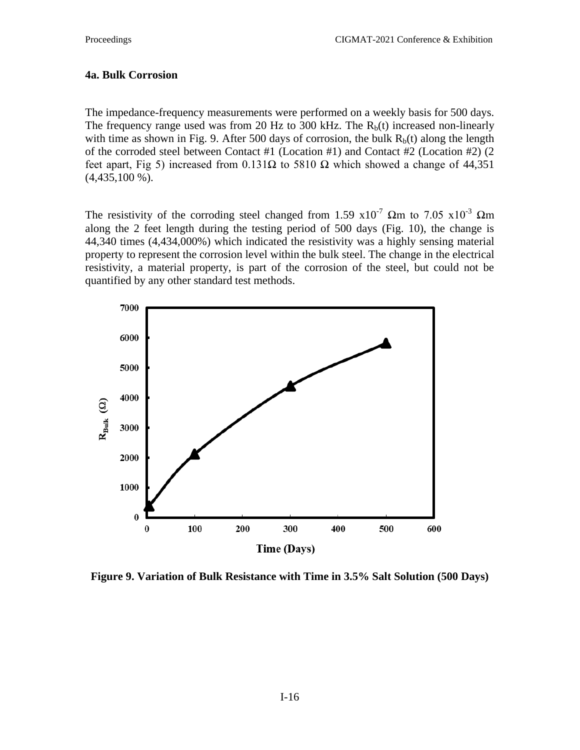### 4a. Bulk Corrosion

The impedance-frequency measurements were performed on a weekly basis for 500 days. The frequency range used was from 20 Hz to 300 kHz. The $R_b(t)$ increased non-linearly with time as shown in Fig. 9. After 500 days of corrosion, the bulk $R_b(t)$ along the length of the corroded steel between Contact #1 (Location #1) and Contact #2 (Location #2) (2 feet apart, Fig 5) increased from 0.131Ω to 5810 Ω which showed a change of 44,351 (4,435,100 %).

The resistivity of the corroding steel changed from 1.59 x$10^{-7}$ Ωm to 7.05 x$10^{-3}$ Ωm along the 2 feet length during the testing period of 500 days (Fig. 10), the change is 44,340 times (4,434,000%) which indicated the resistivity was a highly sensing material property to represent the corrosion level within the bulk steel. The change in the electrical resistivity, a material property, is part of the corrosion of the steel, but could not be quantified by any other standard test methods.

**Figure 9. Variation of Bulk Resistance with Time in 3.5% Salt Solution (500 Days)**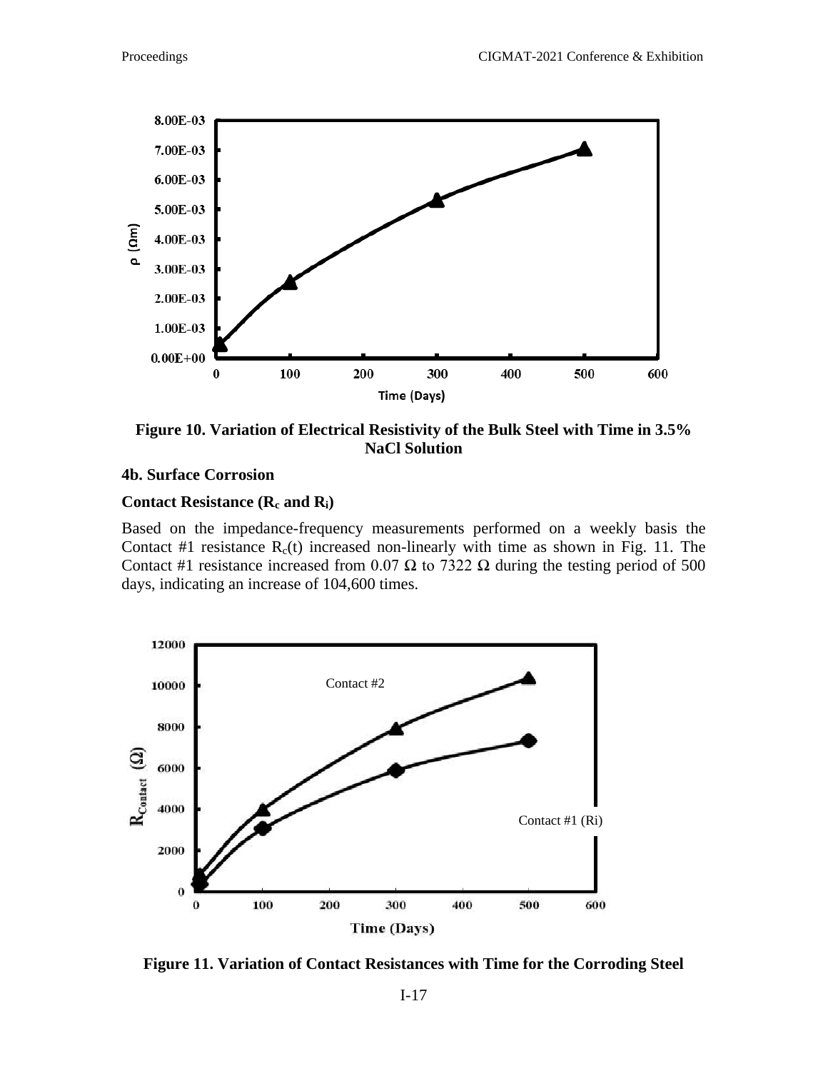Figure 10. Variation of Electrical Resistivity of the Bulk Steel with Time in 3.5% NaCl Solution

**4b. Surface Corrosion**

**Contact Resistance ($R_c$ and $R_i$)**

Based on the impedance-frequency measurements performed on a weekly basis the Contact #1 resistance $R_c(t)$ increased non-linearly with time as shown in Fig. 11. The Contact #1 resistance increased from 0.07 Ω to 7322 Ω during the testing period of 500 days, indicating an increase of 104,600 times.

Figure 11. Variation of Contact Resistances with Time for the Corroding Steel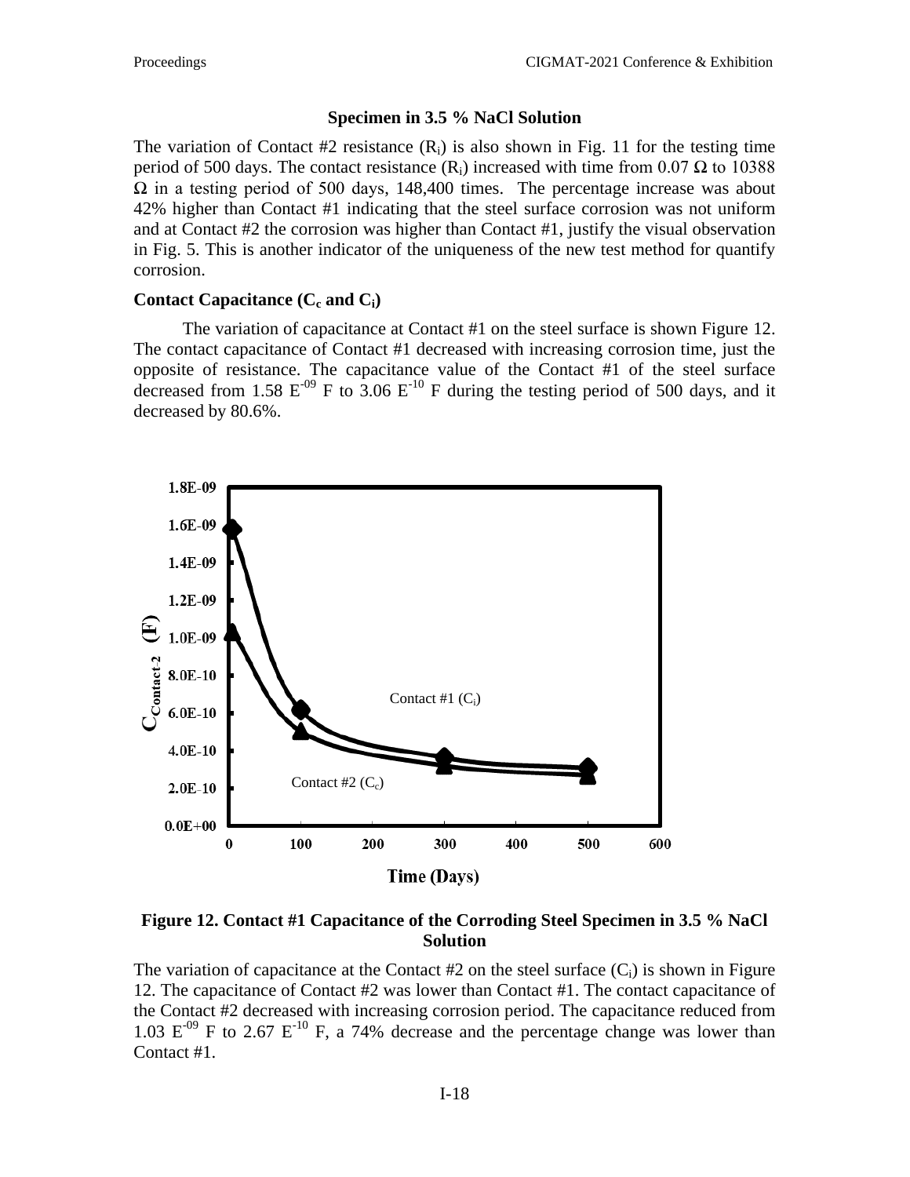### Specimen in 3.5 % NaCl Solution

The variation of Contact #2 resistance ($R_i$) is also shown in Fig. 11 for the testing time period of 500 days. The contact resistance ($R_i$) increased with time from 0.07 Ω to 10388 Ω in a testing period of 500 days, 148,400 times. The percentage increase was about 42% higher than Contact #1 indicating that the steel surface corrosion was not uniform and at Contact #2 the corrosion was higher than Contact #1, justify the visual observation in Fig. 5. This is another indicator of the uniqueness of the new test method for quantify corrosion.

### Contact Capacitance ($C_c$ and $C_i$)

The variation of capacitance at Contact #1 on the steel surface is shown Figure 12. The contact capacitance of Contact #1 decreased with increasing corrosion time, just the opposite of resistance. The capacitance value of the Contact #1 of the steel surface decreased from 1.58 $E^{-09}$ F to 3.06 $E^{-10}$ F during the testing period of 500 days, and it decreased by 80.6%.

**Figure 12. Contact #1 Capacitance of the Corroding Steel Specimen in 3.5 % NaCl Solution**

The variation of capacitance at the Contact #2 on the steel surface ($C_i$) is shown in Figure 12. The capacitance of Contact #2 was lower than Contact #1. The contact capacitance of the Contact #2 decreased with increasing corrosion period. The capacitance reduced from 1.03 $E^{-09}$ F to 2.67 $E^{-10}$ F, a 74% decrease and the percentage change was lower than Contact #1.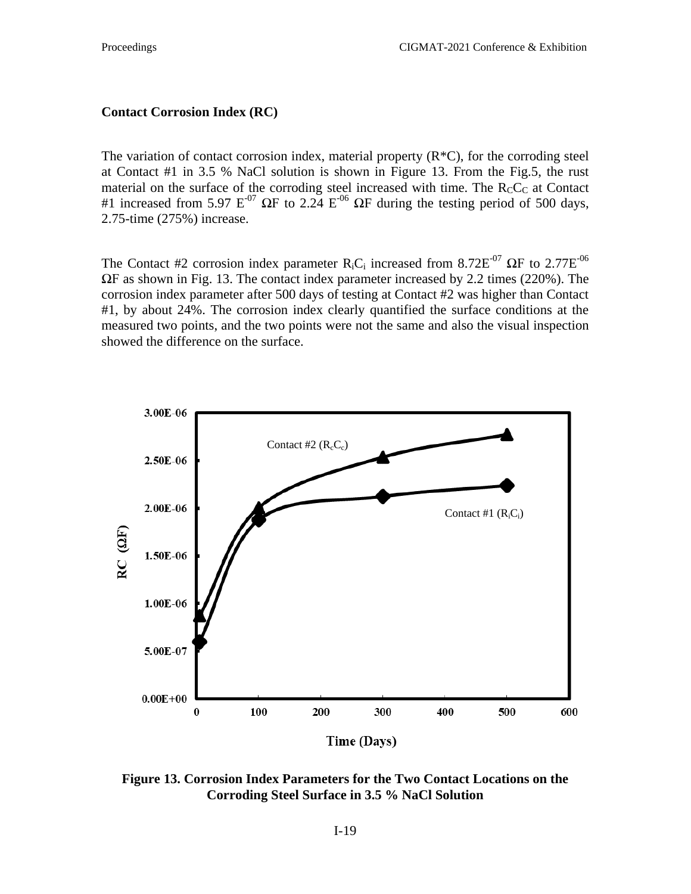**Contact Corrosion Index (RC)**

The variation of contact corrosion index, material property (R*C), for the corroding steel at Contact #1 in 3.5 % NaCl solution is shown in Figure 13. From the Fig.5, the rust material on the surface of the corroding steel increased with time. The $R_C C_C$ at Contact #1 increased from 5.97 $E^{-07}$ ΩF to 2.24 $E^{-06}$ ΩF during the testing period of 500 days, 2.75-time (275%) increase.

The Contact #2 corrosion index parameter $R_i C_i$ increased from 8.72$E^{-07}$ ΩF to 2.77$E^{-06}$ ΩF as shown in Fig. 13. The contact index parameter increased by 2.2 times (220%). The corrosion index parameter after 500 days of testing at Contact #2 was higher than Contact #1, by about 24%. The corrosion index clearly quantified the surface conditions at the measured two points, and the two points were not the same and also the visual inspection showed the difference on the surface.

**Figure 13. Corrosion Index Parameters for the Two Contact Locations on the Corroding Steel Surface in 3.5 % NaCl Solution**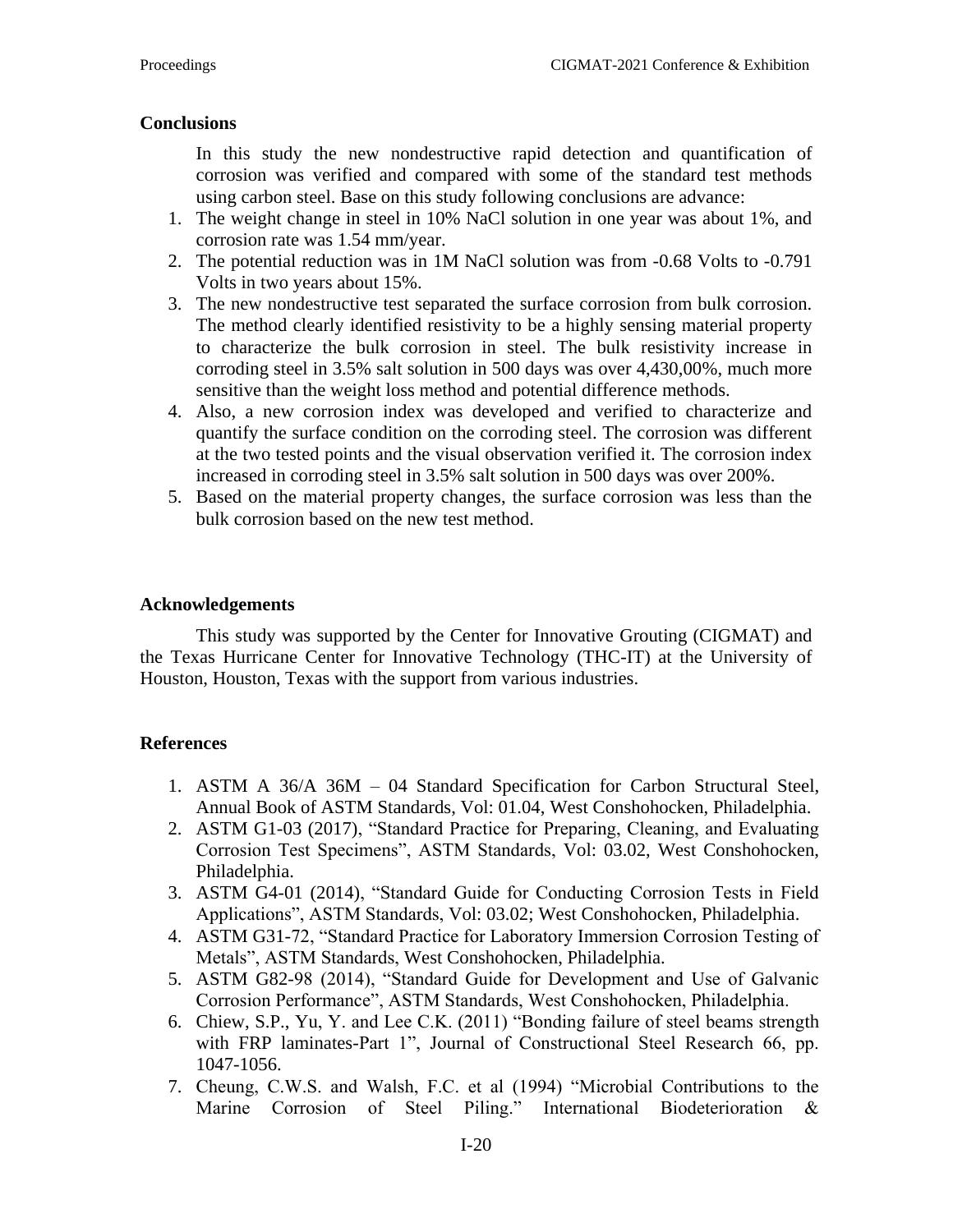## Conclusions

In this study the new nondestructive rapid detection and quantification of corrosion was verified and compared with some of the standard test methods using carbon steel. Base on this study following conclusions are advance:

1. The weight change in steel in 10% NaCl solution in one year was about 1%, and corrosion rate was 1.54 mm/year.
2. The potential reduction was in 1M NaCl solution was from -0.68 Volts to -0.791 Volts in two years about 15%.
3. The new nondestructive test separated the surface corrosion from bulk corrosion. The method clearly identified resistivity to be a highly sensing material property to characterize the bulk corrosion in steel. The bulk resistivity increase in corroding steel in 3.5% salt solution in 500 days was over 4,430,00%, much more sensitive than the weight loss method and potential difference methods.
4. Also, a new corrosion index was developed and verified to characterize and quantify the surface condition on the corroding steel. The corrosion was different at the two tested points and the visual observation verified it. The corrosion index increased in corroding steel in 3.5% salt solution in 500 days was over 200%.
5. Based on the material property changes, the surface corrosion was less than the bulk corrosion based on the new test method.

## Acknowledgements

This study was supported by the Center for Innovative Grouting (CIGMAT) and the Texas Hurricane Center for Innovative Technology (THC-IT) at the University of Houston, Houston, Texas with the support from various industries.

## References

1. ASTM A 36/A 36M – 04 Standard Specification for Carbon Structural Steel, Annual Book of ASTM Standards, Vol: 01.04, West Conshohocken, Philadelphia.
2. ASTM G1-03 (2017), "Standard Practice for Preparing, Cleaning, and Evaluating Corrosion Test Specimens", ASTM Standards, Vol: 03.02, West Conshohocken, Philadelphia.
3. ASTM G4-01 (2014), "Standard Guide for Conducting Corrosion Tests in Field Applications", ASTM Standards, Vol: 03.02; West Conshohocken, Philadelphia.
4. ASTM G31-72, "Standard Practice for Laboratory Immersion Corrosion Testing of Metals", ASTM Standards, West Conshohocken, Philadelphia.
5. ASTM G82-98 (2014), "Standard Guide for Development and Use of Galvanic Corrosion Performance", ASTM Standards, West Conshohocken, Philadelphia.
6. Chiew, S.P., Yu, Y. and Lee C.K. (2011) "Bonding failure of steel beams strength with FRP laminates-Part 1", Journal of Constructional Steel Research 66, pp. 1047-1056.
7. Cheung, C.W.S. and Walsh, F.C. et al (1994) "Microbial Contributions to the Marine Corrosion of Steel Piling." International Biodeterioration &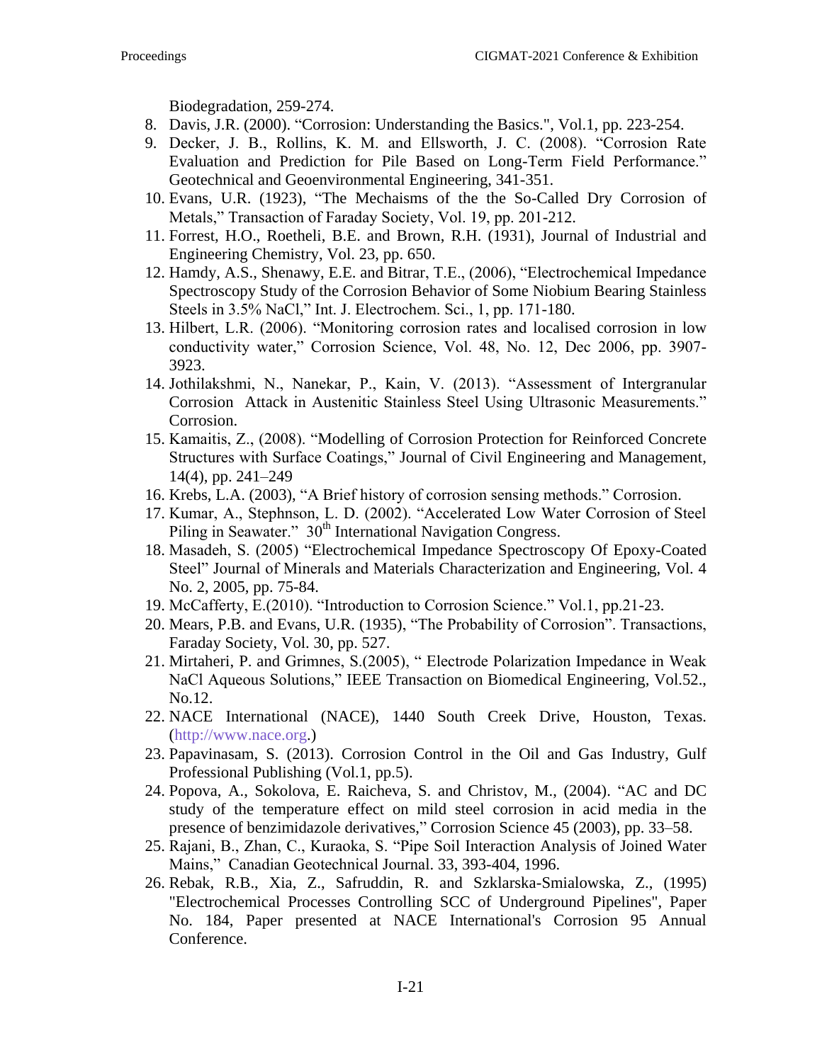Biodegradation, 259-274.

8. Davis, J.R. (2000). "Corrosion: Understanding the Basics.", Vol.1, pp. 223-254.
9. Decker, J. B., Rollins, K. M. and Ellsworth, J. C. (2008). "Corrosion Rate Evaluation and Prediction for Pile Based on Long-Term Field Performance." Geotechnical and Geoenvironmental Engineering, 341-351.
10. Evans, U.R. (1923), "The Mechaisms of the the So-Called Dry Corrosion of Metals," Transaction of Faraday Society, Vol. 19, pp. 201-212.
11. Forrest, H.O., Roetheli, B.E. and Brown, R.H. (1931), Journal of Industrial and Engineering Chemistry, Vol. 23, pp. 650.
12. Hamdy, A.S., Shenawy, E.E. and Bitrar, T.E., (2006), "Electrochemical Impedance Spectroscopy Study of the Corrosion Behavior of Some Niobium Bearing Stainless Steels in 3.5% NaCl," Int. J. Electrochem. Sci., 1, pp. 171-180.
13. Hilbert, L.R. (2006). "Monitoring corrosion rates and localised corrosion in low conductivity water," Corrosion Science, Vol. 48, No. 12, Dec 2006, pp. 3907-3923.
14. Jothilakshmi, N., Nanekar, P., Kain, V. (2013). "Assessment of Intergranular Corrosion Attack in Austenitic Stainless Steel Using Ultrasonic Measurements." Corrosion.
15. Kamaitis, Z., (2008). "Modelling of Corrosion Protection for Reinforced Concrete Structures with Surface Coatings," Journal of Civil Engineering and Management, 14(4), pp. 241–249
16. Krebs, L.A. (2003), "A Brief history of corrosion sensing methods." Corrosion.
17. Kumar, A., Stephnson, L. D. (2002). "Accelerated Low Water Corrosion of Steel Piling in Seawater." 30th International Navigation Congress.
18. Masadeh, S. (2005) "Electrochemical Impedance Spectroscopy Of Epoxy-Coated Steel" Journal of Minerals and Materials Characterization and Engineering, Vol. 4 No. 2, 2005, pp. 75-84.
19. McCafferty, E.(2010). "Introduction to Corrosion Science." Vol.1, pp.21-23.
20. Mears, P.B. and Evans, U.R. (1935), "The Probability of Corrosion". Transactions, Faraday Society, Vol. 30, pp. 527.
21. Mirtaheri, P. and Grimnes, S.(2005), " Electrode Polarization Impedance in Weak NaCl Aqueous Solutions," IEEE Transaction on Biomedical Engineering, Vol.52., No.12.
22. NACE International (NACE), 1440 South Creek Drive, Houston, Texas. (http://www.nace.org.)
23. Papavinasam, S. (2013). Corrosion Control in the Oil and Gas Industry, Gulf Professional Publishing (Vol.1, pp.5).
24. Popova, A., Sokolova, E. Raicheva, S. and Christov, M., (2004). "AC and DC study of the temperature effect on mild steel corrosion in acid media in the presence of benzimidazole derivatives," Corrosion Science 45 (2003), pp. 33–58.
25. Rajani, B., Zhan, C., Kuraoka, S. "Pipe Soil Interaction Analysis of Joined Water Mains," Canadian Geotechnical Journal. 33, 393-404, 1996.
26. Rebak, R.B., Xia, Z., Safruddin, R. and Szklarska-Smialowska, Z., (1995) "Electrochemical Processes Controlling SCC of Underground Pipelines", Paper No. 184, Paper presented at NACE International's Corrosion 95 Annual Conference.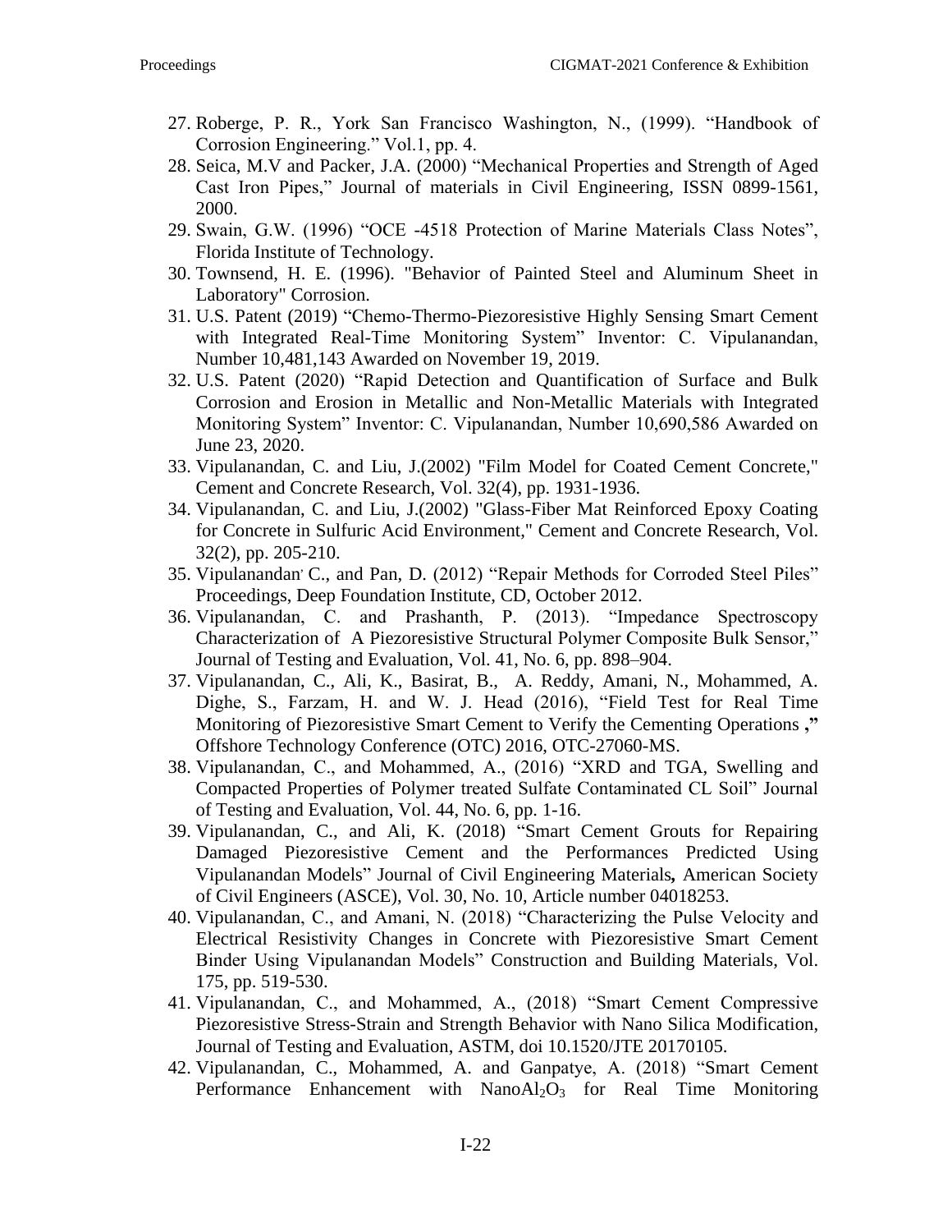27. Roberge, P. R., York San Francisco Washington, N., (1999). "Handbook of Corrosion Engineering." Vol.1, pp. 4.
28. Seica, M.V and Packer, J.A. (2000) "Mechanical Properties and Strength of Aged Cast Iron Pipes," Journal of materials in Civil Engineering, ISSN 0899-1561, 2000.
29. Swain, G.W. (1996) "OCE -4518 Protection of Marine Materials Class Notes", Florida Institute of Technology.
30. Townsend, H. E. (1996). "Behavior of Painted Steel and Aluminum Sheet in Laboratory" Corrosion.
31. U.S. Patent (2019) "Chemo-Thermo-Piezoresistive Highly Sensing Smart Cement with Integrated Real-Time Monitoring System" Inventor: C. Vipulanandan, Number 10,481,143 Awarded on November 19, 2019.
32. U.S. Patent (2020) "Rapid Detection and Quantification of Surface and Bulk Corrosion and Erosion in Metallic and Non-Metallic Materials with Integrated Monitoring System" Inventor: C. Vipulanandan, Number 10,690,586 Awarded on June 23, 2020.
33. Vipulanandan, C. and Liu, J.(2002) "Film Model for Coated Cement Concrete," Cement and Concrete Research, Vol. 32(4), pp. 1931-1936.
34. Vipulanandan, C. and Liu, J.(2002) "Glass-Fiber Mat Reinforced Epoxy Coating for Concrete in Sulfuric Acid Environment," Cement and Concrete Research, Vol. 32(2), pp. 205-210.
35. Vipulanandan, C., and Pan, D. (2012) "Repair Methods for Corroded Steel Piles" Proceedings, Deep Foundation Institute, CD, October 2012.
36. Vipulanandan, C. and Prashanth, P. (2013). "Impedance Spectroscopy Characterization of A Piezoresistive Structural Polymer Composite Bulk Sensor," Journal of Testing and Evaluation, Vol. 41, No. 6, pp. 898–904.
37. Vipulanandan, C., Ali, K., Basirat, B., A. Reddy, Amani, N., Mohammed, A. Dighe, S., Farzam, H. and W. J. Head (2016), "Field Test for Real Time Monitoring of Piezoresistive Smart Cement to Verify the Cementing Operations **,"** Offshore Technology Conference (OTC) 2016, OTC-27060-MS.
38. Vipulanandan, C., and Mohammed, A., (2016) "XRD and TGA, Swelling and Compacted Properties of Polymer treated Sulfate Contaminated CL Soil" Journal of Testing and Evaluation, Vol. 44, No. 6, pp. 1-16.
39. Vipulanandan, C., and Ali, K. (2018) "Smart Cement Grouts for Repairing Damaged Piezoresistive Cement and the Performances Predicted Using Vipulanandan Models" Journal of Civil Engineering Materials**,** American Society of Civil Engineers (ASCE), Vol. 30, No. 10, Article number 04018253.
40. Vipulanandan, C., and Amani, N. (2018) "Characterizing the Pulse Velocity and Electrical Resistivity Changes in Concrete with Piezoresistive Smart Cement Binder Using Vipulanandan Models" Construction and Building Materials, Vol. 175, pp. 519-530.
41. Vipulanandan, C., and Mohammed, A., (2018) "Smart Cement Compressive Piezoresistive Stress-Strain and Strength Behavior with Nano Silica Modification, Journal of Testing and Evaluation, ASTM, doi 10.1520/JTE 20170105.
42. Vipulanandan, C., Mohammed, A. and Ganpatye, A. (2018) "Smart Cement Performance Enhancement with Nano$Al_2O_3$ for Real Time Monitoring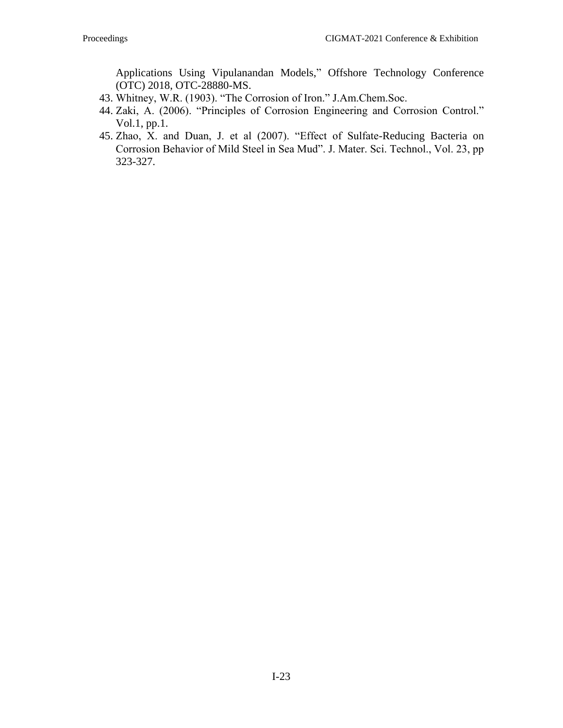Applications Using Vipulanandan Models," Offshore Technology Conference (OTC) 2018, OTC-28880-MS.

43. Whitney, W.R. (1903). "The Corrosion of Iron." J.Am.Chem.Soc.
44. Zaki, A. (2006). "Principles of Corrosion Engineering and Corrosion Control." Vol.1, pp.1.
45. Zhao, X. and Duan, J. et al (2007). "Effect of Sulfate-Reducing Bacteria on Corrosion Behavior of Mild Steel in Sea Mud". J. Mater. Sci. Technol., Vol. 23, pp 323-327.